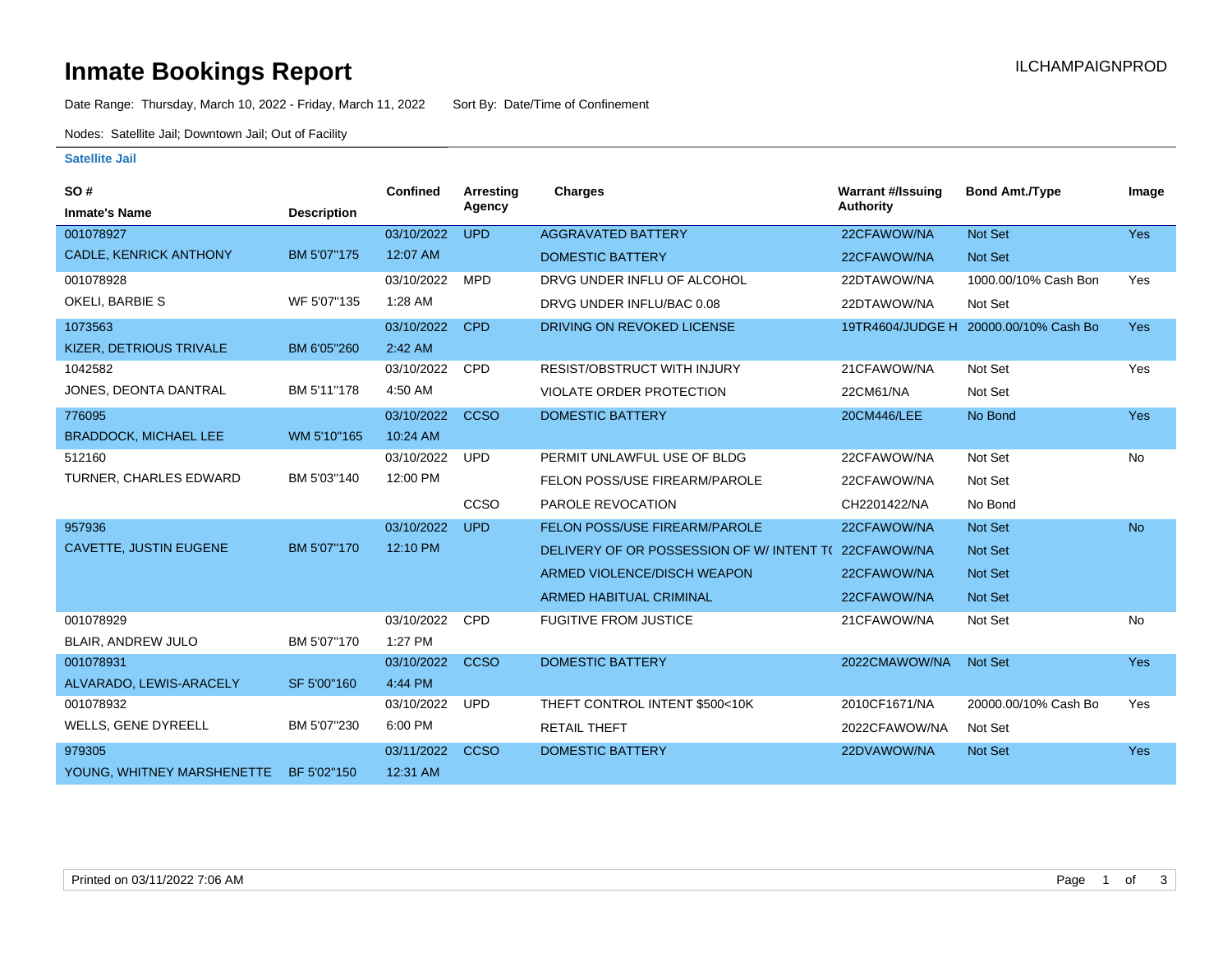# Inmate Bookings Report

ILCHAMPAIGNPROD

Date Range: Thursday, March 10, 2022 - Friday, March 11, 2022    Sort By: Date/Time of Confinement

Nodes: Satellite Jail; Downtown Jail; Out of Facility

### Satellite Jail

| SO # / Inmate's Name | Description | Confined | Arresting Agency | Charges | Warrant #/Issuing Authority | Bond Amt./Type | Image |
|---|---|---|---|---|---|---|---|
| 001078927 | | 03/10/2022 | UPD | AGGRAVATED BATTERY | 22CFAWOW/NA | Not Set | Yes |
| CADLE, KENRICK ANTHONY | BM 5'07"175 | 12:07 AM | | DOMESTIC BATTERY | 22CFAWOW/NA | Not Set | |
| 001078928 | | 03/10/2022 | MPD | DRVG UNDER INFLU OF ALCOHOL | 22DTAWOW/NA | 1000.00/10% Cash Bon | Yes |
| OKELI, BARBIE S | WF 5'07"135 | 1:28 AM | | DRVG UNDER INFLU/BAC 0.08 | 22DTAWOW/NA | Not Set | |
| 1073563 | | 03/10/2022 | CPD | DRIVING ON REVOKED LICENSE | 19TR4604/JUDGE H | 20000.00/10% Cash Bo | Yes |
| KIZER, DETRIOUS TRIVALE | BM 6'05"260 | 2:42 AM | | | | | |
| 1042582 | | 03/10/2022 | CPD | RESIST/OBSTRUCT WITH INJURY | 21CFAWOW/NA | Not Set | Yes |
| JONES, DEONTA DANTRAL | BM 5'11"178 | 4:50 AM | | VIOLATE ORDER PROTECTION | 22CM61/NA | Not Set | |
| 776095 | | 03/10/2022 | CCSO | DOMESTIC BATTERY | 20CM446/LEE | No Bond | Yes |
| BRADDOCK, MICHAEL LEE | WM 5'10"165 | 10:24 AM | | | | | |
| 512160 | | 03/10/2022 | UPD | PERMIT UNLAWFUL USE OF BLDG | 22CFAWOW/NA | Not Set | No |
| TURNER, CHARLES EDWARD | BM 5'03"140 | 12:00 PM | | FELON POSS/USE FIREARM/PAROLE | 22CFAWOW/NA | Not Set | |
| | | | CCSO | PAROLE REVOCATION | CH2201422/NA | No Bond | |
| 957936 | | 03/10/2022 | UPD | FELON POSS/USE FIREARM/PAROLE | 22CFAWOW/NA | Not Set | No |
| CAVETTE, JUSTIN EUGENE | BM 5'07"170 | 12:10 PM | | DELIVERY OF OR POSSESSION OF W/ INTENT T( | 22CFAWOW/NA | Not Set | |
| | | | | ARMED VIOLENCE/DISCH WEAPON | 22CFAWOW/NA | Not Set | |
| | | | | ARMED HABITUAL CRIMINAL | 22CFAWOW/NA | Not Set | |
| 001078929 | | 03/10/2022 | CPD | FUGITIVE FROM JUSTICE | 21CFAWOW/NA | Not Set | No |
| BLAIR, ANDREW JULO | BM 5'07"170 | 1:27 PM | | | | | |
| 001078931 | | 03/10/2022 | CCSO | DOMESTIC BATTERY | 2022CMAWOW/NA | Not Set | Yes |
| ALVARADO, LEWIS-ARACELY | SF 5'00"160 | 4:44 PM | | | | | |
| 001078932 | | 03/10/2022 | UPD | THEFT CONTROL INTENT $500<10K | 2010CF1671/NA | 20000.00/10% Cash Bo | Yes |
| WELLS, GENE DYREELL | BM 5'07"230 | 6:00 PM | | RETAIL THEFT | 2022CFAWOW/NA | Not Set | |
| 979305 | | 03/11/2022 | CCSO | DOMESTIC BATTERY | 22DVAWOW/NA | Not Set | Yes |
| YOUNG, WHITNEY MARSHENETTE | BF 5'02"150 | 12:31 AM | | | | | |

Printed on 03/11/2022 7:06 AM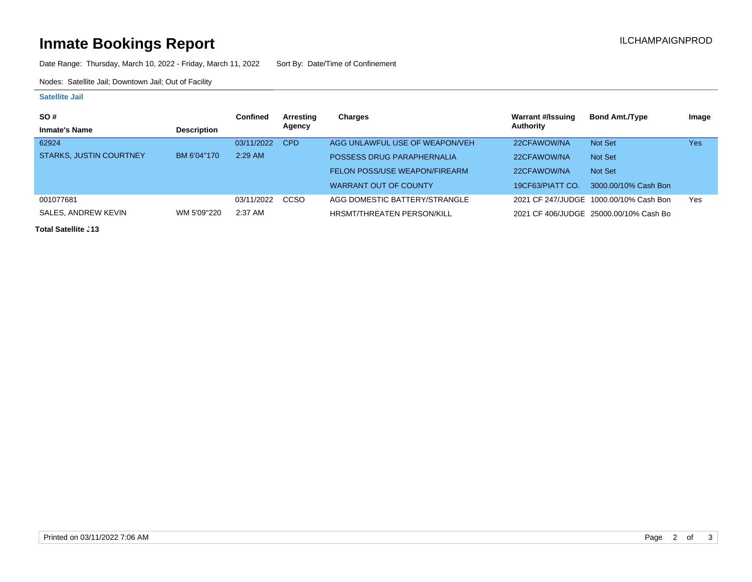# Inmate Bookings Report

ILCHAMPAIGNPROD

Date Range: Thursday, March 10, 2022 - Friday, March 11, 2022 Sort By: Date/Time of Confinement

Nodes: Satellite Jail; Downtown Jail; Out of Facility

### Satellite Jail

| SO # / Inmate's Name | Description | Confined | Arresting Agency | Charges | Warrant #/Issuing Authority | Bond Amt./Type | Image |
|---|---|---|---|---|---|---|---|
| 62924 | | 03/11/2022 | CPD | AGG UNLAWFUL USE OF WEAPON/VEH | 22CFAWOW/NA | Not Set | Yes |
| STARKS, JUSTIN COURTNEY | BM 6'04"170 | 2:29 AM | | POSSESS DRUG PARAPHERNALIA | 22CFAWOW/NA | Not Set | |
| | | | | FELON POSS/USE WEAPON/FIREARM | 22CFAWOW/NA | Not Set | |
| | | | | WARRANT OUT OF COUNTY | 19CF63/PIATT CO. | 3000.00/10% Cash Bon | |
| 001077681 | | 03/11/2022 | CCSO | AGG DOMESTIC BATTERY/STRANGLE | 2021 CF 247/JUDGE | 1000.00/10% Cash Bon | Yes |
| SALES, ANDREW KEVIN | WM 5'09"220 | 2:37 AM | | HRSMT/THREATEN PERSON/KILL | 2021 CF 406/JUDGE | 25000.00/10% Cash Bo | |

**Total Satellite J13**

Printed on 03/11/2022 7:06 AM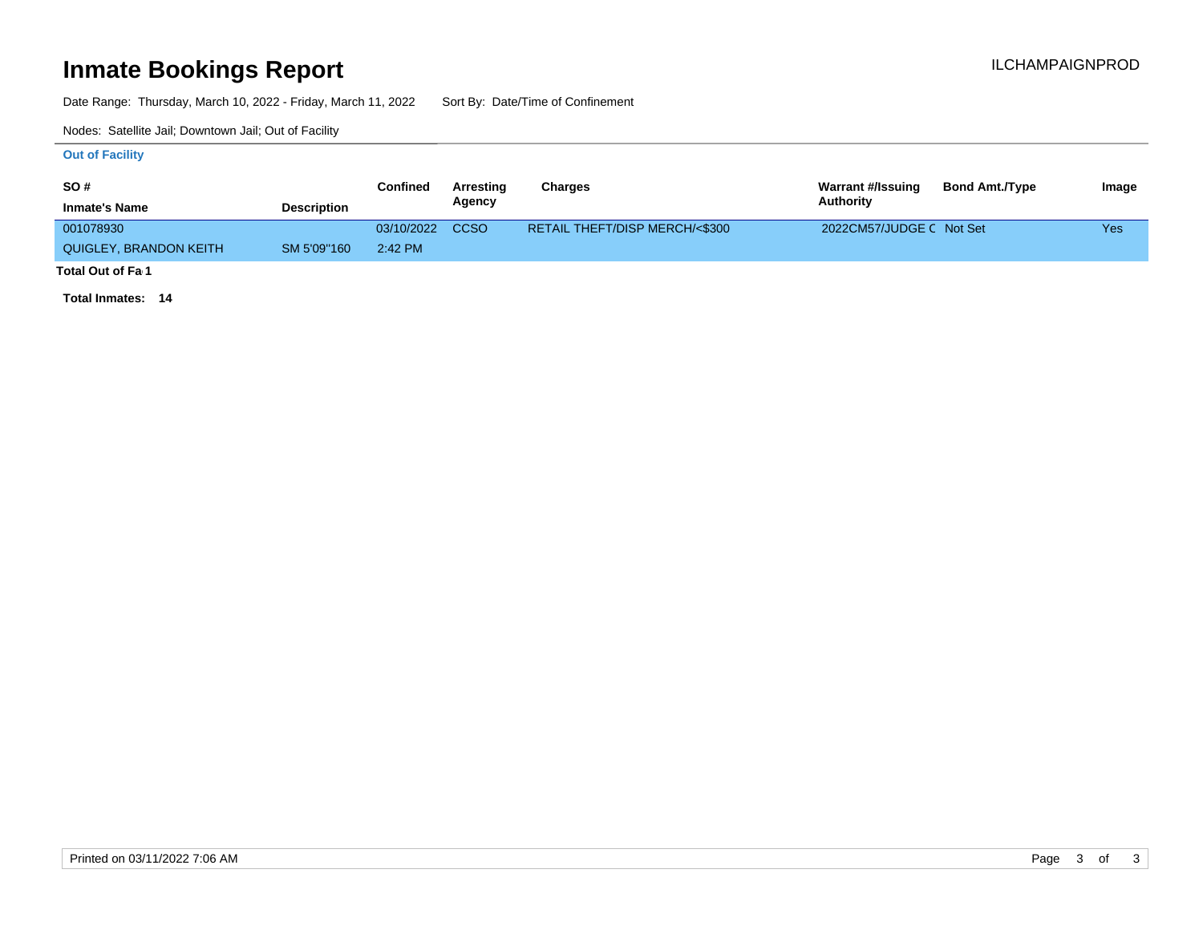# Inmate Bookings Report

ILCHAMPAIGNPROD

Date Range: Thursday, March 10, 2022 - Friday, March 11, 2022    Sort By: Date/Time of Confinement

Nodes: Satellite Jail; Downtown Jail; Out of Facility

**Out of Facility**

| SO # / Inmate's Name | Description | Confined | Arresting Agency | Charges | Warrant #/Issuing Authority | Bond Amt./Type | Image |
|---|---|---|---|---|---|---|---|
| 001078930<br>QUIGLEY, BRANDON KEITH | SM 5'09''160 | 03/10/2022<br>2:42 PM | CCSO | RETAIL THEFT/DISP MERCH/<$300 | 2022CM57/JUDGE C | Not Set | Yes |

**Total Out of Fa 1**

**Total Inmates: 14**

Printed on 03/11/2022 7:06 AM